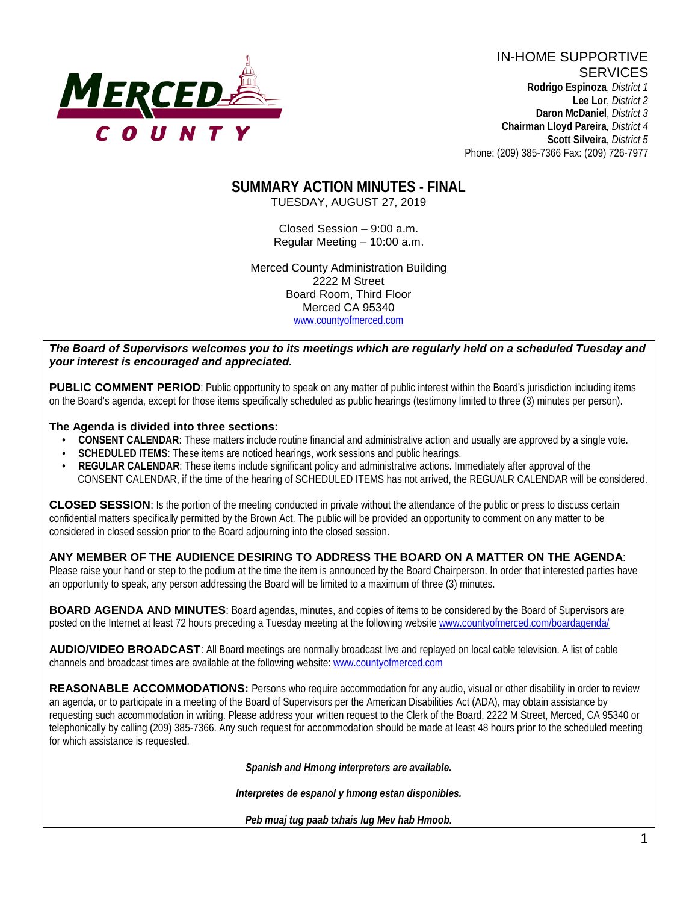MERCED COUNTY

IN-HOME SUPPORTIVE SERVICES

**Rodrigo Espinoza**, *District 1*
**Lee Lor**, *District 2*
**Daron McDaniel**, *District 3*
**Chairman Lloyd Pareira**, *District 4*
**Scott Silveira**, *District 5*
Phone: (209) 385-7366 Fax: (209) 726-7977

# SUMMARY ACTION MINUTES - FINAL

TUESDAY, AUGUST 27, 2019

Closed Session – 9:00 a.m.
Regular Meeting – 10:00 a.m.

Merced County Administration Building
2222 M Street
Board Room, Third Floor
Merced CA 95340
www.countyofmerced.com

***The Board of Supervisors welcomes you to its meetings which are regularly held on a scheduled Tuesday and your interest is encouraged and appreciated.***

**PUBLIC COMMENT PERIOD**: Public opportunity to speak on any matter of public interest within the Board's jurisdiction including items on the Board's agenda, except for those items specifically scheduled as public hearings (testimony limited to three (3) minutes per person).

**The Agenda is divided into three sections:**

- **CONSENT CALENDAR**: These matters include routine financial and administrative action and usually are approved by a single vote.
- **SCHEDULED ITEMS**: These items are noticed hearings, work sessions and public hearings.
- **REGULAR CALENDAR**: These items include significant policy and administrative actions. Immediately after approval of the CONSENT CALENDAR, if the time of the hearing of SCHEDULED ITEMS has not arrived, the REGUALR CALENDAR will be considered.

**CLOSED SESSION**: Is the portion of the meeting conducted in private without the attendance of the public or press to discuss certain confidential matters specifically permitted by the Brown Act. The public will be provided an opportunity to comment on any matter to be considered in closed session prior to the Board adjourning into the closed session.

**ANY MEMBER OF THE AUDIENCE DESIRING TO ADDRESS THE BOARD ON A MATTER ON THE AGENDA**: Please raise your hand or step to the podium at the time the item is announced by the Board Chairperson. In order that interested parties have an opportunity to speak, any person addressing the Board will be limited to a maximum of three (3) minutes.

**BOARD AGENDA AND MINUTES**: Board agendas, minutes, and copies of items to be considered by the Board of Supervisors are posted on the Internet at least 72 hours preceding a Tuesday meeting at the following website www.countyofmerced.com/boardagenda/

**AUDIO/VIDEO BROADCAST**: All Board meetings are normally broadcast live and replayed on local cable television. A list of cable channels and broadcast times are available at the following website: www.countyofmerced.com

**REASONABLE ACCOMMODATIONS:** Persons who require accommodation for any audio, visual or other disability in order to review an agenda, or to participate in a meeting of the Board of Supervisors per the American Disabilities Act (ADA), may obtain assistance by requesting such accommodation in writing. Please address your written request to the Clerk of the Board, 2222 M Street, Merced, CA 95340 or telephonically by calling (209) 385-7366. Any such request for accommodation should be made at least 48 hours prior to the scheduled meeting for which assistance is requested.

***Spanish and Hmong interpreters are available.***

***Interpretes de espanol y hmong estan disponibles.***

***Peb muaj tug paab txhais lug Mev hab Hmoob.***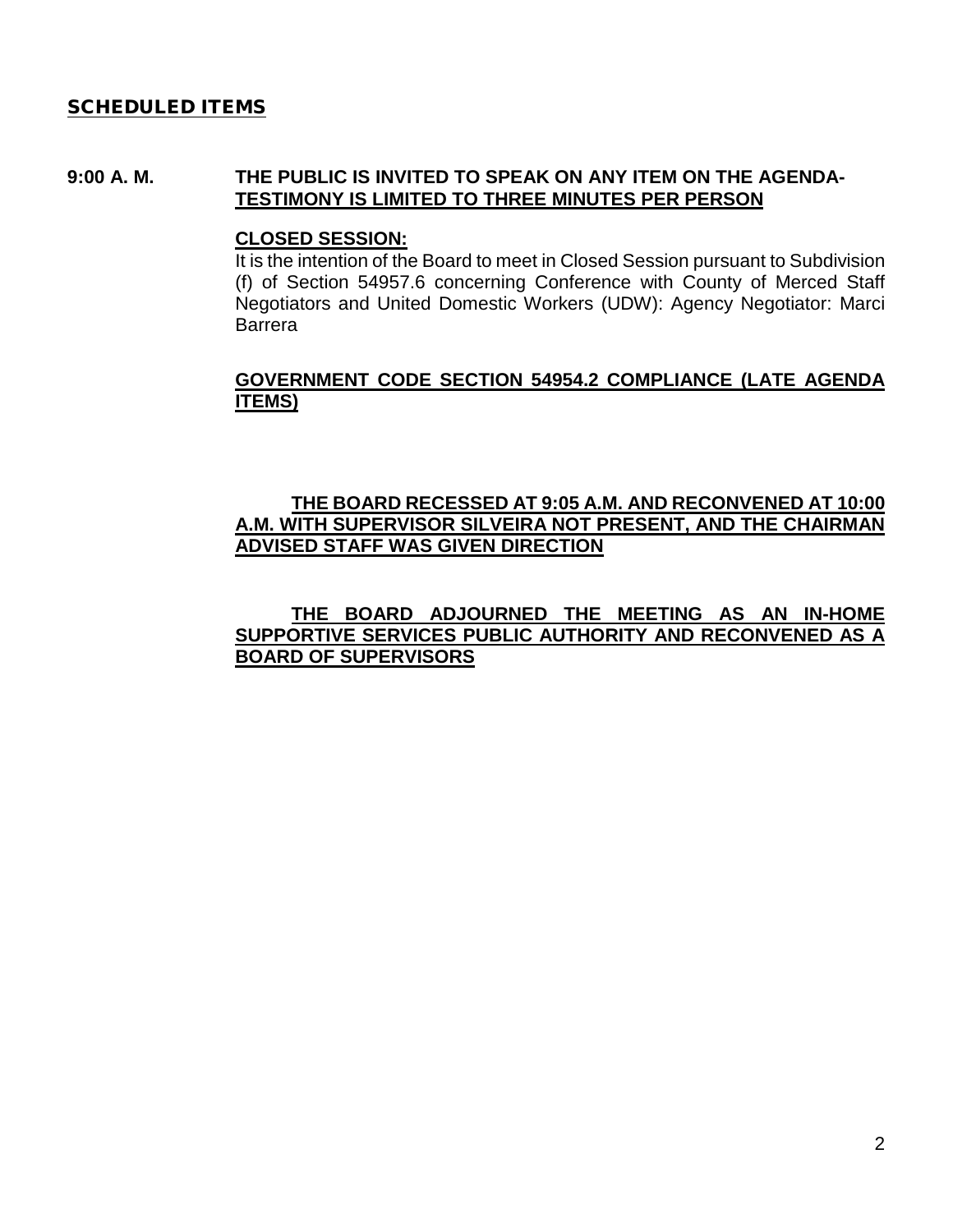## SCHEDULED ITEMS

**9:00 A. M.** **THE PUBLIC IS INVITED TO SPEAK ON ANY ITEM ON THE AGENDA-** **<u>TESTIMONY IS LIMITED TO THREE MINUTES PER PERSON</u>**

**<u>CLOSED SESSION:</u>**

It is the intention of the Board to meet in Closed Session pursuant to Subdivision (f) of Section 54957.6 concerning Conference with County of Merced Staff Negotiators and United Domestic Workers (UDW): Agency Negotiator: Marci Barrera

**<u>GOVERNMENT CODE SECTION 54954.2 COMPLIANCE (LATE AGENDA ITEMS)</u>**

**<u>THE BOARD RECESSED AT 9:05 A.M. AND RECONVENED AT 10:00 A.M. WITH SUPERVISOR SILVEIRA NOT PRESENT, AND THE CHAIRMAN ADVISED STAFF WAS GIVEN DIRECTION</u>**

**<u>THE BOARD ADJOURNED THE MEETING AS AN IN-HOME SUPPORTIVE SERVICES PUBLIC AUTHORITY AND RECONVENED AS A BOARD OF SUPERVISORS</u>**